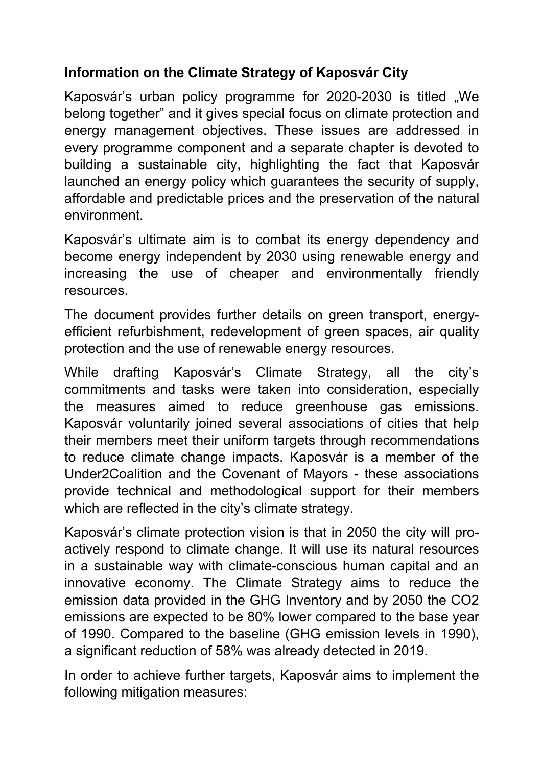**Information on the Climate Strategy of Kaposvár City**

Kaposvár's urban policy programme for 2020-2030 is titled „We belong together" and it gives special focus on climate protection and energy management objectives. These issues are addressed in every programme component and a separate chapter is devoted to building a sustainable city, highlighting the fact that Kaposvár launched an energy policy which guarantees the security of supply, affordable and predictable prices and the preservation of the natural environment.

Kaposvár's ultimate aim is to combat its energy dependency and become energy independent by 2030 using renewable energy and increasing the use of cheaper and environmentally friendly resources.

The document provides further details on green transport, energy-efficient refurbishment, redevelopment of green spaces, air quality protection and the use of renewable energy resources.

While drafting Kaposvár's Climate Strategy, all the city's commitments and tasks were taken into consideration, especially the measures aimed to reduce greenhouse gas emissions. Kaposvár voluntarily joined several associations of cities that help their members meet their uniform targets through recommendations to reduce climate change impacts. Kaposvár is a member of the Under2Coalition and the Covenant of Mayors - these associations provide technical and methodological support for their members which are reflected in the city's climate strategy.

Kaposvár's climate protection vision is that in 2050 the city will pro-actively respond to climate change. It will use its natural resources in a sustainable way with climate-conscious human capital and an innovative economy. The Climate Strategy aims to reduce the emission data provided in the GHG Inventory and by 2050 the $CO_2$ emissions are expected to be 80% lower compared to the base year of 1990. Compared to the baseline (GHG emission levels in 1990), a significant reduction of 58% was already detected in 2019.

In order to achieve further targets, Kaposvár aims to implement the following mitigation measures: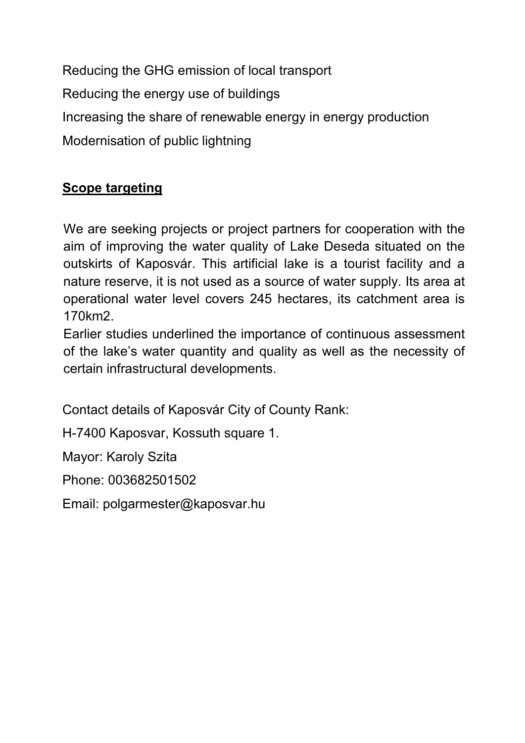Reducing the GHG emission of local transport

Reducing the energy use of buildings

Increasing the share of renewable energy in energy production

Modernisation of public lightning

**Scope targeting**

We are seeking projects or project partners for cooperation with the aim of improving the water quality of Lake Deseda situated on the outskirts of Kaposvár. This artificial lake is a tourist facility and a nature reserve, it is not used as a source of water supply. Its area at operational water level covers 245 hectares, its catchment area is 170km2.

Earlier studies underlined the importance of continuous assessment of the lake's water quantity and quality as well as the necessity of certain infrastructural developments.

Contact details of Kaposvár City of County Rank:

H-7400 Kaposvar, Kossuth square 1.

Mayor: Karoly Szita

Phone: 003682501502

Email: polgarmester@kaposvar.hu